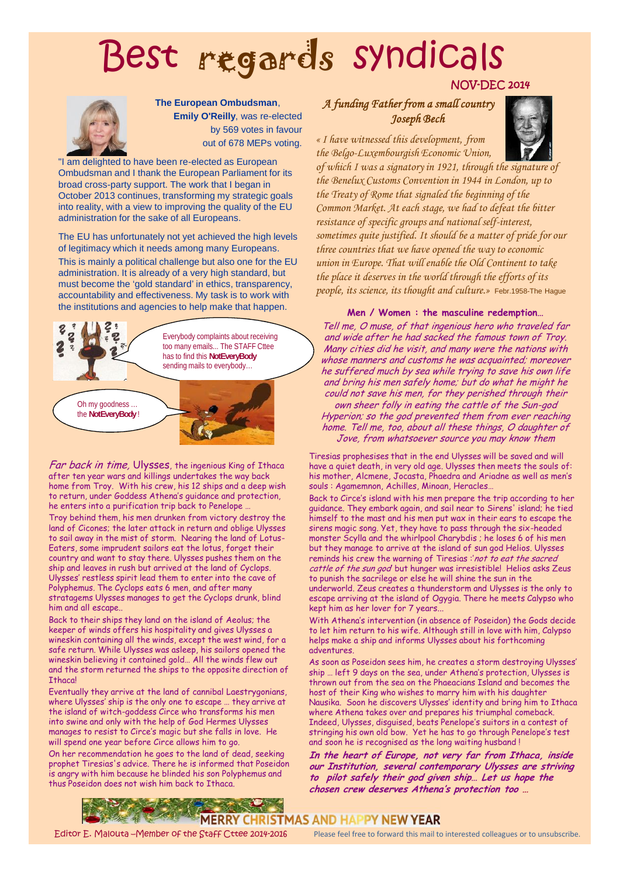# Best regards syndicals

NOV-DEC 2014

**The European Ombudsman**, **Emily O'Reilly**, was re-elected by 569 votes in favour out of 678 MEPs voting.

"I am delighted to have been re-elected as European Ombudsman and I thank the European Parliament for its broad cross-party support. The work that I began in October 2013 continues, transforming my strategic goals into reality, with a view to improving the quality of the EU administration for the sake of all Europeans.

The EU has unfortunately not yet achieved the high levels of legitimacy which it needs among many Europeans.

This is mainly a political challenge but also one for the EU administration. It is already of a very high standard, but must become the 'gold standard' in ethics, transparency, accountability and effectiveness. My task is to work with the institutions and agencies to help make that happen.

Everybody complaints about receiving too many emails... The STAFF Cttee has to find this **NotEveryBody** sending mails to everybody…

Oh my goodness … the **NotEveryBody** !

*Far back in time,* Ulysses, the ingenious King of Ithaca after ten year wars and killings undertakes the way back home from Troy. With his crew, his 12 ships and a deep wish to return, under Goddess Athena's guidance and protection, he enters into a purification trip back to Penelope …

Troy behind them, his men drunken from victory destroy the land of Cicones; the later attack in return and oblige Ulysses to sail away in the mist of storm. Nearing the land of Lotus-Eaters, some imprudent sailors eat the lotus, forget their country and want to stay there. Ulysses pushes them on the ship and leaves in rush but arrived at the land of Cyclops. Ulysses' restless spirit lead them to enter into the cave of Polyphemus. The Cyclops eats 6 men, and after many stratagems Ulysses manages to get the Cyclops drunk, blind him and all escape..

Back to their ships they land on the island of Aeolus; the keeper of winds offers his hospitality and gives Ulysses a wineskin containing all the winds, except the west wind, for a safe return. While Ulysses was asleep, his sailors opened the wineskin believing it contained gold… All the winds flew out and the storm returned the ships to the opposite direction of Ithaca!

Eventually they arrive at the land of cannibal Laestrygonians, where Ulysses' ship is the only one to escape … they arrive at the island of witch-goddess Circe who transforms his men into swine and only with the help of God Hermes Ulysses manages to resist to Circe's magic but she falls in love. He will spend one year before Circe allows him to go.

On her recommendation he goes to the land of dead, seeking prophet Tiresias's advice. There he is informed that Poseidon is angry with him because he blinded his son Polyphemus and thus Poseidon does not wish him back to Ithaca.

## *A funding Father from a small country Joseph Bech*

*« I have witnessed this development, from the Belgo-Luxembourgish Economic Union, of which I was a signatory in 1921, through the signature of the Benelux Customs Convention in 1944 in London, up to the Treaty of Rome that signaled the beginning of the Common Market. At each stage, we had to defeat the bitter resistance of specific groups and national self-interest, sometimes quite justified. It should be a matter of pride for our three countries that we have opened the way to economic union in Europe. That will enable the Old Continent to take the place it deserves in the world through the efforts of its people, its science, its thought and culture.»* Febr.1958-The Hague

### Men / Women : the masculine redemption…

*Tell me, O muse, of that ingenious hero who traveled far and wide after he had sacked the famous town of Troy. Many cities did he visit, and many were the nations with whose manners and customs he was acquainted; moreover he suffered much by sea while trying to save his own life and bring his men safely home; but do what he might he could not save his men, for they perished through their own sheer folly in eating the cattle of the Sun-god Hyperion; so the god prevented them from ever reaching home. Tell me, too, about all these things, O daughter of Jove, from whatsoever source you may know them*

Tiresias prophesises that in the end Ulysses will be saved and will have a quiet death, in very old age. Ulysses then meets the souls of: his mother, Alcmene, Jocasta, Phaedra and Ariadne as well as men's souls : Agamemnon, Achilles, Minoan, Heracles…

Back to Circe's island with his men prepare the trip according to her guidance. They embark again, and sail near to Sirens' island; he tied himself to the mast and his men put wax in their ears to escape the sirens magic song. Yet, they have to pass through the six-headed monster Scylla and the whirlpool Charybdis ; he loses 6 of his men but they manage to arrive at the island of sun god Helios. Ulysses reminds his crew the warning of Tiresias :*'not to eat the sacred cattle of the sun god* but hunger was irresistible! Helios asks Zeus to punish the sacrilege or else he will shine the sun in the underworld. Zeus creates a thunderstorm and Ulysses is the only to escape arriving at the island of Ogygia. There he meets Calypso who kept him as her lover for 7 years...

With Athena's intervention (in absence of Poseidon) the Gods decide to let him return to his wife. Although still in love with him, Calypso helps make a ship and informs Ulysses about his forthcoming adventures.

As soon as Poseidon sees him, he creates a storm destroying Ulysses' ship … left 9 days on the sea, under Athena's protection, Ulysses is thrown out from the sea on the Phaeacians Island and becomes the host of their King who wishes to marry him with his daughter Nausika. Soon he discovers Ulysses' identity and bring him to Ithaca where Athena takes over and prepares his triumphal comeback. Indeed, Ulysses, disguised, beats Penelope's suitors in a contest of stringing his own old bow. Yet he has to go through Penelope's test and soon he is recognised as the long waiting husband !

***In the heart of Europe, not very far from Ithaca, inside our Institution, several contemporary Ulysses are striving to pilot safely their god given ship… Let us hope the chosen crew deserves Athena's protection too …***

MERRY CHRISTMAS AND HAPPY NEW YEAR

Editor E. Malouta –Member of the Staff Cttee 2014-2016

Please feel free to forward this mail to interested colleagues or to unsubscribe.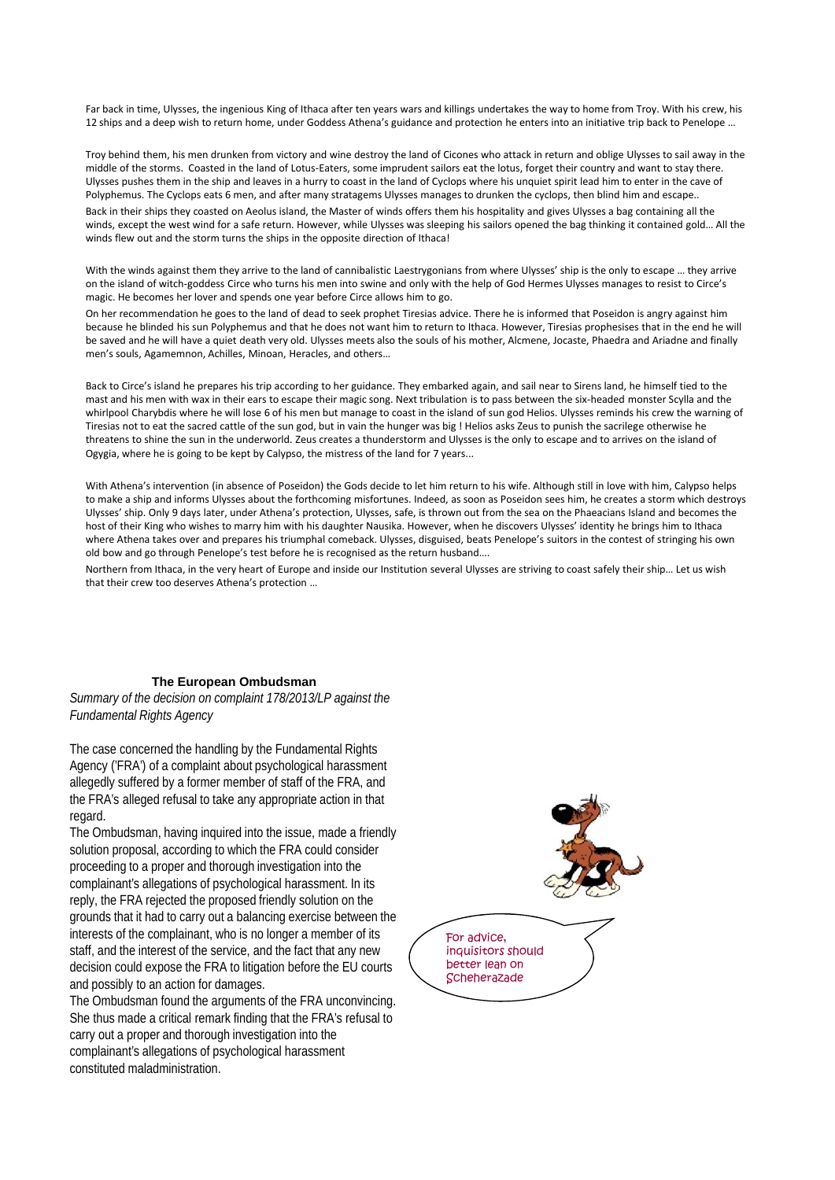Far back in time, Ulysses, the ingenious King of Ithaca after ten years wars and killings undertakes the way to home from Troy. With his crew, his 12 ships and a deep wish to return home, under Goddess Athena's guidance and protection he enters into an initiative trip back to Penelope …

Troy behind them, his men drunken from victory and wine destroy the land of Cicones who attack in return and oblige Ulysses to sail away in the middle of the storms. Coasted in the land of Lotus-Eaters, some imprudent sailors eat the lotus, forget their country and want to stay there. Ulysses pushes them in the ship and leaves in a hurry to coast in the land of Cyclops where his unquiet spirit lead him to enter in the cave of Polyphemus. The Cyclops eats 6 men, and after many stratagems Ulysses manages to drunken the cyclops, then blind him and escape..

Back in their ships they coasted on Aeolus island, the Master of winds offers them his hospitality and gives Ulysses a bag containing all the winds, except the west wind for a safe return. However, while Ulysses was sleeping his sailors opened the bag thinking it contained gold… All the winds flew out and the storm turns the ships in the opposite direction of Ithaca!

With the winds against them they arrive to the land of cannibalistic Laestrygonians from where Ulysses' ship is the only to escape … they arrive on the island of witch-goddess Circe who turns his men into swine and only with the help of God Hermes Ulysses manages to resist to Circe's magic. He becomes her lover and spends one year before Circe allows him to go.

On her recommendation he goes to the land of dead to seek prophet Tiresias advice. There he is informed that Poseidon is angry against him because he blinded his sun Polyphemus and that he does not want him to return to Ithaca. However, Tiresias prophesises that in the end he will be saved and he will have a quiet death very old. Ulysses meets also the souls of his mother, Alcmene, Jocaste, Phaedra and Ariadne and finally men's souls, Agamemnon, Achilles, Minoan, Heracles, and others…

Back to Circe's island he prepares his trip according to her guidance. They embarked again, and sail near to Sirens land, he himself tied to the mast and his men with wax in their ears to escape their magic song. Next tribulation is to pass between the six-headed monster Scylla and the whirlpool Charybdis where he will lose 6 of his men but manage to coast in the island of sun god Helios. Ulysses reminds his crew the warning of Tiresias not to eat the sacred cattle of the sun god, but in vain the hunger was big ! Helios asks Zeus to punish the sacrilege otherwise he threatens to shine the sun in the underworld. Zeus creates a thunderstorm and Ulysses is the only to escape and to arrives on the island of Ogygia, where he is going to be kept by Calypso, the mistress of the land for 7 years...

With Athena's intervention (in absence of Poseidon) the Gods decide to let him return to his wife. Although still in love with him, Calypso helps to make a ship and informs Ulysses about the forthcoming misfortunes. Indeed, as soon as Poseidon sees him, he creates a storm which destroys Ulysses' ship. Only 9 days later, under Athena's protection, Ulysses, safe, is thrown out from the sea on the Phaeacians Island and becomes the host of their King who wishes to marry him with his daughter Nausika. However, when he discovers Ulysses' identity he brings him to Ithaca where Athena takes over and prepares his triumphal comeback. Ulysses, disguised, beats Penelope's suitors in the contest of stringing his own old bow and go through Penelope's test before he is recognised as the return husband….

Northern from Ithaca, in the very heart of Europe and inside our Institution several Ulysses are striving to coast safely their ship… Let us wish that their crew too deserves Athena's protection …

**The European Ombudsman**

*Summary of the decision on complaint 178/2013/LP against the Fundamental Rights Agency*

The case concerned the handling by the Fundamental Rights Agency ('FRA') of a complaint about psychological harassment allegedly suffered by a former member of staff of the FRA, and the FRA's alleged refusal to take any appropriate action in that regard.

The Ombudsman, having inquired into the issue, made a friendly solution proposal, according to which the FRA could consider proceeding to a proper and thorough investigation into the complainant's allegations of psychological harassment. In its reply, the FRA rejected the proposed friendly solution on the grounds that it had to carry out a balancing exercise between the interests of the complainant, who is no longer a member of its staff, and the interest of the service, and the fact that any new decision could expose the FRA to litigation before the EU courts and possibly to an action for damages.

The Ombudsman found the arguments of the FRA unconvincing. She thus made a critical remark finding that the FRA's refusal to carry out a proper and thorough investigation into the complainant's allegations of psychological harassment constituted maladministration.

For advice, inquisitors should better lean on Scheherazade